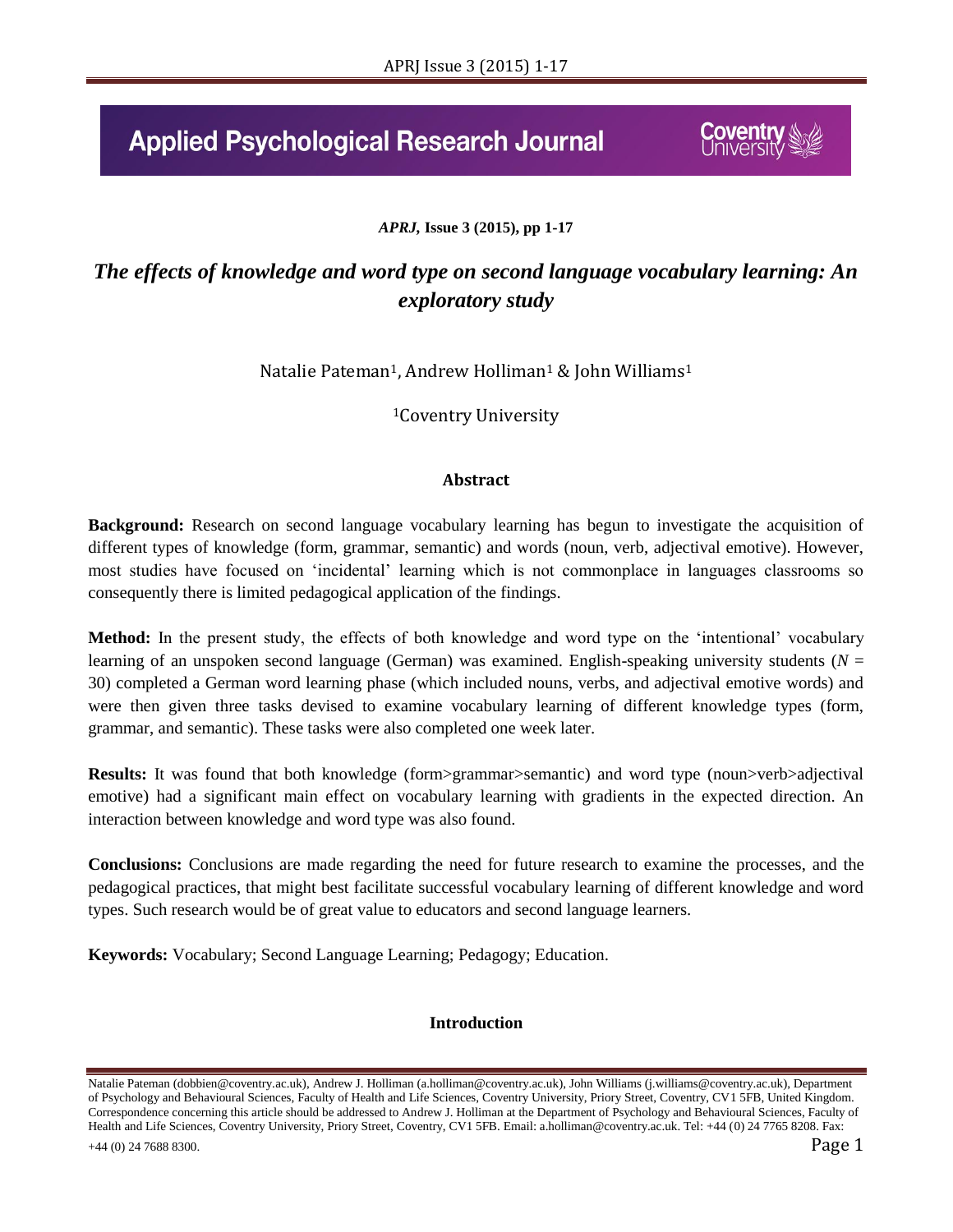*APRJ*, **Issue 3 (2015), pp 1-17**

# *The effects of knowledge and word type on second language vocabulary learning: An exploratory study*

Natalie Pateman[1], Andrew Holliman[1] & John Williams[1]

[1]Coventry University

## Abstract

**Background:** Research on second language vocabulary learning has begun to investigate the acquisition of different types of knowledge (form, grammar, semantic) and words (noun, verb, adjectival emotive). However, most studies have focused on 'incidental' learning which is not commonplace in languages classrooms so consequently there is limited pedagogical application of the findings.

**Method:** In the present study, the effects of both knowledge and word type on the 'intentional' vocabulary learning of an unspoken second language (German) was examined. English-speaking university students ($N$ = 30) completed a German word learning phase (which included nouns, verbs, and adjectival emotive words) and were then given three tasks devised to examine vocabulary learning of different knowledge types (form, grammar, and semantic). These tasks were also completed one week later.

**Results:** It was found that both knowledge (form>grammar>semantic) and word type (noun>verb>adjectival emotive) had a significant main effect on vocabulary learning with gradients in the expected direction. An interaction between knowledge and word type was also found.

**Conclusions:** Conclusions are made regarding the need for future research to examine the processes, and the pedagogical practices, that might best facilitate successful vocabulary learning of different knowledge and word types. Such research would be of great value to educators and second language learners.

**Keywords:** Vocabulary; Second Language Learning; Pedagogy; Education.

## Introduction

Natalie Pateman (dobbien@coventry.ac.uk), Andrew J. Holliman (a.holliman@coventry.ac.uk), John Williams (j.williams@coventry.ac.uk), Department of Psychology and Behavioural Sciences, Faculty of Health and Life Sciences, Coventry University, Priory Street, Coventry, CV1 5FB, United Kingdom. Correspondence concerning this article should be addressed to Andrew J. Holliman at the Department of Psychology and Behavioural Sciences, Faculty of Health and Life Sciences, Coventry University, Priory Street, Coventry, CV1 5FB. Email: a.holliman@coventry.ac.uk. Tel: +44 (0) 24 7765 8208. Fax: +44 (0) 24 7688 8300.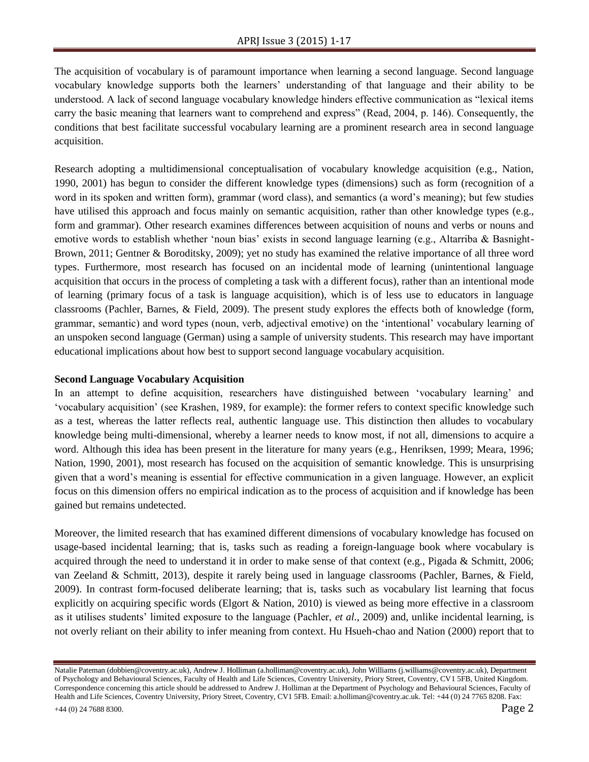The acquisition of vocabulary is of paramount importance when learning a second language. Second language vocabulary knowledge supports both the learners' understanding of that language and their ability to be understood. A lack of second language vocabulary knowledge hinders effective communication as "lexical items carry the basic meaning that learners want to comprehend and express" (Read, 2004, p. 146). Consequently, the conditions that best facilitate successful vocabulary learning are a prominent research area in second language acquisition.

Research adopting a multidimensional conceptualisation of vocabulary knowledge acquisition (e.g., Nation, 1990, 2001) has begun to consider the different knowledge types (dimensions) such as form (recognition of a word in its spoken and written form), grammar (word class), and semantics (a word's meaning); but few studies have utilised this approach and focus mainly on semantic acquisition, rather than other knowledge types (e.g., form and grammar). Other research examines differences between acquisition of nouns and verbs or nouns and emotive words to establish whether 'noun bias' exists in second language learning (e.g., Altarriba & Basnight-Brown, 2011; Gentner & Boroditsky, 2009); yet no study has examined the relative importance of all three word types. Furthermore, most research has focused on an incidental mode of learning (unintentional language acquisition that occurs in the process of completing a task with a different focus), rather than an intentional mode of learning (primary focus of a task is language acquisition), which is of less use to educators in language classrooms (Pachler, Barnes, & Field, 2009). The present study explores the effects both of knowledge (form, grammar, semantic) and word types (noun, verb, adjectival emotive) on the 'intentional' vocabulary learning of an unspoken second language (German) using a sample of university students. This research may have important educational implications about how best to support second language vocabulary acquisition.

**Second Language Vocabulary Acquisition**

In an attempt to define acquisition, researchers have distinguished between 'vocabulary learning' and 'vocabulary acquisition' (see Krashen, 1989, for example): the former refers to context specific knowledge such as a test, whereas the latter reflects real, authentic language use. This distinction then alludes to vocabulary knowledge being multi-dimensional, whereby a learner needs to know most, if not all, dimensions to acquire a word. Although this idea has been present in the literature for many years (e.g., Henriksen, 1999; Meara, 1996; Nation, 1990, 2001), most research has focused on the acquisition of semantic knowledge. This is unsurprising given that a word's meaning is essential for effective communication in a given language. However, an explicit focus on this dimension offers no empirical indication as to the process of acquisition and if knowledge has been gained but remains undetected.

Moreover, the limited research that has examined different dimensions of vocabulary knowledge has focused on usage-based incidental learning; that is, tasks such as reading a foreign-language book where vocabulary is acquired through the need to understand it in order to make sense of that context (e.g., Pigada & Schmitt, 2006; van Zeeland & Schmitt, 2013), despite it rarely being used in language classrooms (Pachler, Barnes, & Field, 2009). In contrast form-focused deliberate learning; that is, tasks such as vocabulary list learning that focus explicitly on acquiring specific words (Elgort & Nation, 2010) is viewed as being more effective in a classroom as it utilises students' limited exposure to the language (Pachler, *et al.*, 2009) and, unlike incidental learning, is not overly reliant on their ability to infer meaning from context. Hu Hsueh-chao and Nation (2000) report that to

Natalie Pateman (dobbien@coventry.ac.uk), Andrew J. Holliman (a.holliman@coventry.ac.uk), John Williams (j.williams@coventry.ac.uk), Department of Psychology and Behavioural Sciences, Faculty of Health and Life Sciences, Coventry University, Priory Street, Coventry, CV1 5FB, United Kingdom. Correspondence concerning this article should be addressed to Andrew J. Holliman at the Department of Psychology and Behavioural Sciences, Faculty of Health and Life Sciences, Coventry University, Priory Street, Coventry, CV1 5FB. Email: a.holliman@coventry.ac.uk. Tel: +44 (0) 24 7765 8208. Fax: +44 (0) 24 7688 8300.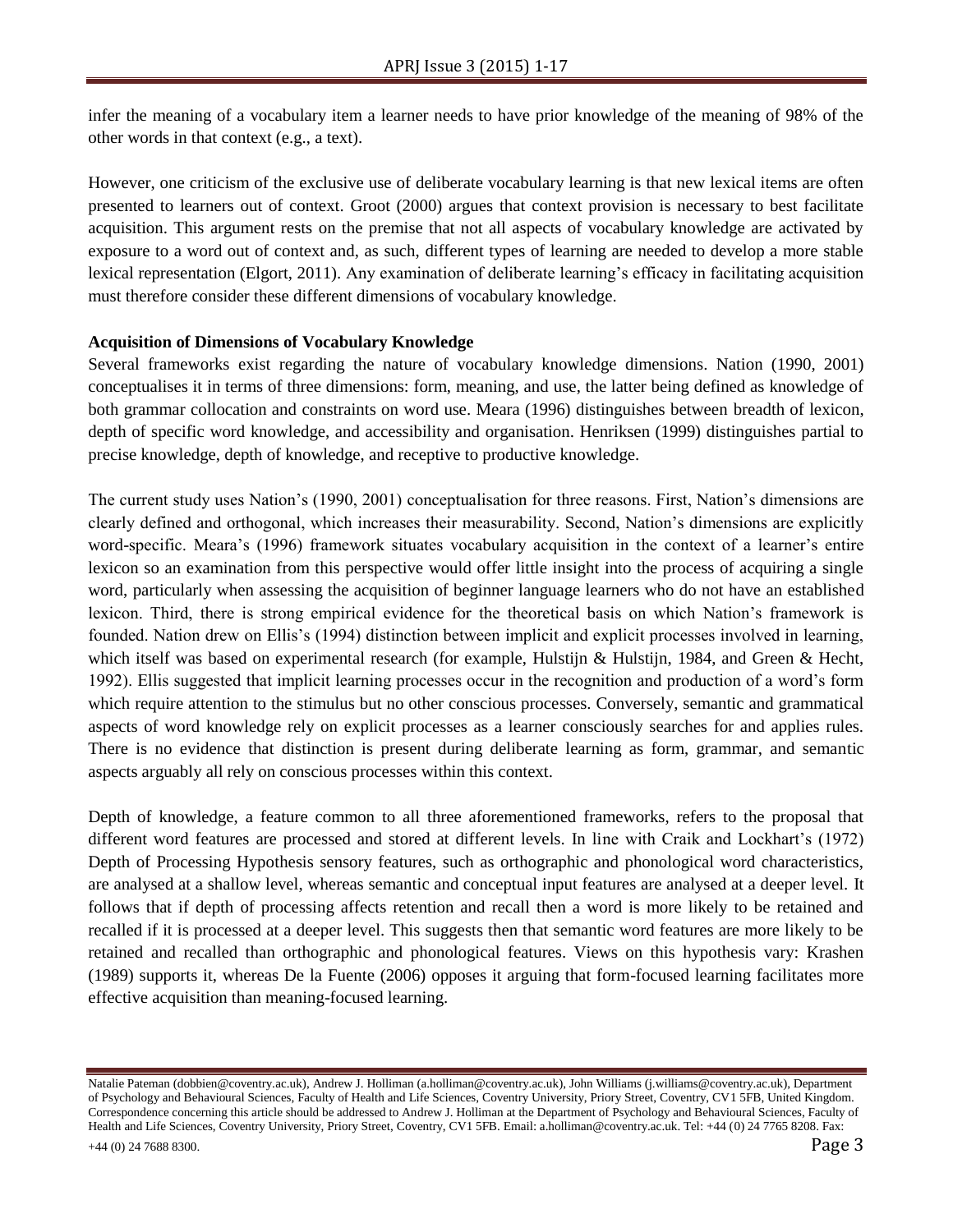infer the meaning of a vocabulary item a learner needs to have prior knowledge of the meaning of 98% of the other words in that context (e.g., a text).

However, one criticism of the exclusive use of deliberate vocabulary learning is that new lexical items are often presented to learners out of context. Groot (2000) argues that context provision is necessary to best facilitate acquisition. This argument rests on the premise that not all aspects of vocabulary knowledge are activated by exposure to a word out of context and, as such, different types of learning are needed to develop a more stable lexical representation (Elgort, 2011). Any examination of deliberate learning's efficacy in facilitating acquisition must therefore consider these different dimensions of vocabulary knowledge.

**Acquisition of Dimensions of Vocabulary Knowledge**

Several frameworks exist regarding the nature of vocabulary knowledge dimensions. Nation (1990, 2001) conceptualises it in terms of three dimensions: form, meaning, and use, the latter being defined as knowledge of both grammar collocation and constraints on word use. Meara (1996) distinguishes between breadth of lexicon, depth of specific word knowledge, and accessibility and organisation. Henriksen (1999) distinguishes partial to precise knowledge, depth of knowledge, and receptive to productive knowledge.

The current study uses Nation's (1990, 2001) conceptualisation for three reasons. First, Nation's dimensions are clearly defined and orthogonal, which increases their measurability. Second, Nation's dimensions are explicitly word-specific. Meara's (1996) framework situates vocabulary acquisition in the context of a learner's entire lexicon so an examination from this perspective would offer little insight into the process of acquiring a single word, particularly when assessing the acquisition of beginner language learners who do not have an established lexicon. Third, there is strong empirical evidence for the theoretical basis on which Nation's framework is founded. Nation drew on Ellis's (1994) distinction between implicit and explicit processes involved in learning, which itself was based on experimental research (for example, Hulstijn & Hulstijn, 1984, and Green & Hecht, 1992). Ellis suggested that implicit learning processes occur in the recognition and production of a word's form which require attention to the stimulus but no other conscious processes. Conversely, semantic and grammatical aspects of word knowledge rely on explicit processes as a learner consciously searches for and applies rules. There is no evidence that distinction is present during deliberate learning as form, grammar, and semantic aspects arguably all rely on conscious processes within this context.

Depth of knowledge, a feature common to all three aforementioned frameworks, refers to the proposal that different word features are processed and stored at different levels. In line with Craik and Lockhart's (1972) Depth of Processing Hypothesis sensory features, such as orthographic and phonological word characteristics, are analysed at a shallow level, whereas semantic and conceptual input features are analysed at a deeper level. It follows that if depth of processing affects retention and recall then a word is more likely to be retained and recalled if it is processed at a deeper level. This suggests then that semantic word features are more likely to be retained and recalled than orthographic and phonological features. Views on this hypothesis vary: Krashen (1989) supports it, whereas De la Fuente (2006) opposes it arguing that form-focused learning facilitates more effective acquisition than meaning-focused learning.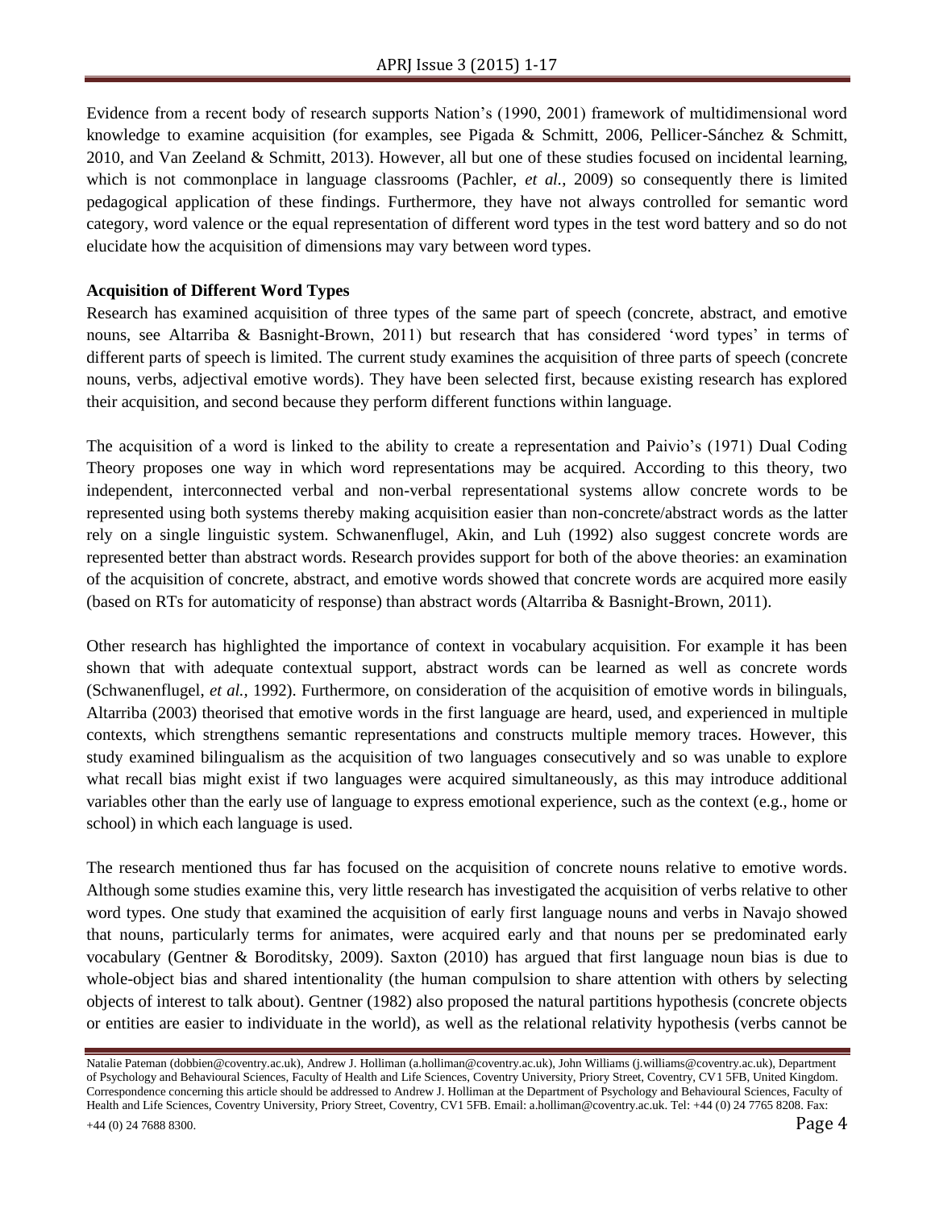Evidence from a recent body of research supports Nation's (1990, 2001) framework of multidimensional word knowledge to examine acquisition (for examples, see Pigada & Schmitt, 2006, Pellicer-Sánchez & Schmitt, 2010, and Van Zeeland & Schmitt, 2013). However, all but one of these studies focused on incidental learning, which is not commonplace in language classrooms (Pachler, *et al.*, 2009) so consequently there is limited pedagogical application of these findings. Furthermore, they have not always controlled for semantic word category, word valence or the equal representation of different word types in the test word battery and so do not elucidate how the acquisition of dimensions may vary between word types.

**Acquisition of Different Word Types**

Research has examined acquisition of three types of the same part of speech (concrete, abstract, and emotive nouns, see Altarriba & Basnight-Brown, 2011) but research that has considered 'word types' in terms of different parts of speech is limited. The current study examines the acquisition of three parts of speech (concrete nouns, verbs, adjectival emotive words). They have been selected first, because existing research has explored their acquisition, and second because they perform different functions within language.

The acquisition of a word is linked to the ability to create a representation and Paivio's (1971) Dual Coding Theory proposes one way in which word representations may be acquired. According to this theory, two independent, interconnected verbal and non-verbal representational systems allow concrete words to be represented using both systems thereby making acquisition easier than non-concrete/abstract words as the latter rely on a single linguistic system. Schwanenflugel, Akin, and Luh (1992) also suggest concrete words are represented better than abstract words. Research provides support for both of the above theories: an examination of the acquisition of concrete, abstract, and emotive words showed that concrete words are acquired more easily (based on RTs for automaticity of response) than abstract words (Altarriba & Basnight-Brown, 2011).

Other research has highlighted the importance of context in vocabulary acquisition. For example it has been shown that with adequate contextual support, abstract words can be learned as well as concrete words (Schwanenflugel, *et al.*, 1992). Furthermore, on consideration of the acquisition of emotive words in bilinguals, Altarriba (2003) theorised that emotive words in the first language are heard, used, and experienced in multiple contexts, which strengthens semantic representations and constructs multiple memory traces. However, this study examined bilingualism as the acquisition of two languages consecutively and so was unable to explore what recall bias might exist if two languages were acquired simultaneously, as this may introduce additional variables other than the early use of language to express emotional experience, such as the context (e.g., home or school) in which each language is used.

The research mentioned thus far has focused on the acquisition of concrete nouns relative to emotive words. Although some studies examine this, very little research has investigated the acquisition of verbs relative to other word types. One study that examined the acquisition of early first language nouns and verbs in Navajo showed that nouns, particularly terms for animates, were acquired early and that nouns per se predominated early vocabulary (Gentner & Boroditsky, 2009). Saxton (2010) has argued that first language noun bias is due to whole-object bias and shared intentionality (the human compulsion to share attention with others by selecting objects of interest to talk about). Gentner (1982) also proposed the natural partitions hypothesis (concrete objects or entities are easier to individuate in the world), as well as the relational relativity hypothesis (verbs cannot be

Natalie Pateman (dobbien@coventry.ac.uk), Andrew J. Holliman (a.holliman@coventry.ac.uk), John Williams (j.williams@coventry.ac.uk), Department of Psychology and Behavioural Sciences, Faculty of Health and Life Sciences, Coventry University, Priory Street, Coventry, CV1 5FB, United Kingdom. Correspondence concerning this article should be addressed to Andrew J. Holliman at the Department of Psychology and Behavioural Sciences, Faculty of Health and Life Sciences, Coventry University, Priory Street, Coventry, CV1 5FB. Email: a.holliman@coventry.ac.uk. Tel: +44 (0) 24 7765 8208. Fax: +44 (0) 24 7688 8300.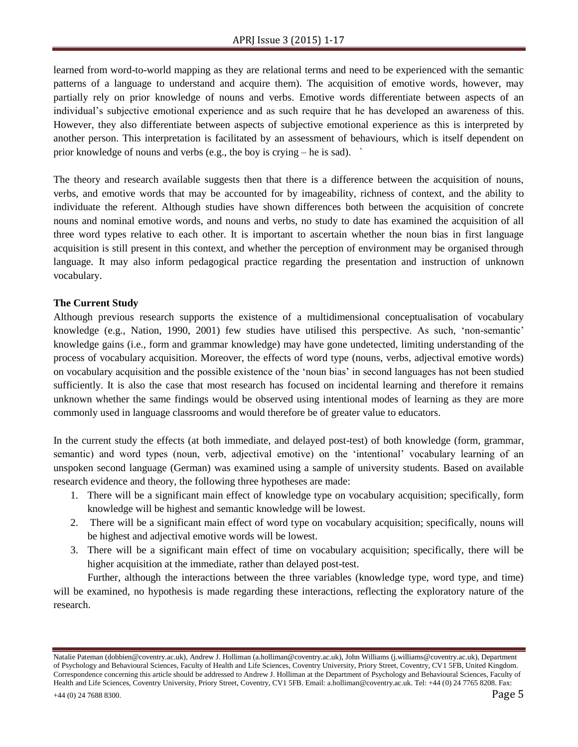learned from word-to-world mapping as they are relational terms and need to be experienced with the semantic patterns of a language to understand and acquire them). The acquisition of emotive words, however, may partially rely on prior knowledge of nouns and verbs. Emotive words differentiate between aspects of an individual's subjective emotional experience and as such require that he has developed an awareness of this. However, they also differentiate between aspects of subjective emotional experience as this is interpreted by another person. This interpretation is facilitated by an assessment of behaviours, which is itself dependent on prior knowledge of nouns and verbs (e.g., the boy is crying – he is sad). `

The theory and research available suggests then that there is a difference between the acquisition of nouns, verbs, and emotive words that may be accounted for by imageability, richness of context, and the ability to individuate the referent. Although studies have shown differences both between the acquisition of concrete nouns and nominal emotive words, and nouns and verbs, no study to date has examined the acquisition of all three word types relative to each other. It is important to ascertain whether the noun bias in first language acquisition is still present in this context, and whether the perception of environment may be organised through language. It may also inform pedagogical practice regarding the presentation and instruction of unknown vocabulary.

**The Current Study**

Although previous research supports the existence of a multidimensional conceptualisation of vocabulary knowledge (e.g., Nation, 1990, 2001) few studies have utilised this perspective. As such, 'non-semantic' knowledge gains (i.e., form and grammar knowledge) may have gone undetected, limiting understanding of the process of vocabulary acquisition. Moreover, the effects of word type (nouns, verbs, adjectival emotive words) on vocabulary acquisition and the possible existence of the 'noun bias' in second languages has not been studied sufficiently. It is also the case that most research has focused on incidental learning and therefore it remains unknown whether the same findings would be observed using intentional modes of learning as they are more commonly used in language classrooms and would therefore be of greater value to educators.

In the current study the effects (at both immediate, and delayed post-test) of both knowledge (form, grammar, semantic) and word types (noun, verb, adjectival emotive) on the 'intentional' vocabulary learning of an unspoken second language (German) was examined using a sample of university students. Based on available research evidence and theory, the following three hypotheses are made:

1. There will be a significant main effect of knowledge type on vocabulary acquisition; specifically, form knowledge will be highest and semantic knowledge will be lowest.
2. There will be a significant main effect of word type on vocabulary acquisition; specifically, nouns will be highest and adjectival emotive words will be lowest.
3. There will be a significant main effect of time on vocabulary acquisition; specifically, there will be higher acquisition at the immediate, rather than delayed post-test.

Further, although the interactions between the three variables (knowledge type, word type, and time) will be examined, no hypothesis is made regarding these interactions, reflecting the exploratory nature of the research.

Natalie Pateman (dobbien@coventry.ac.uk), Andrew J. Holliman (a.holliman@coventry.ac.uk), John Williams (j.williams@coventry.ac.uk), Department of Psychology and Behavioural Sciences, Faculty of Health and Life Sciences, Coventry University, Priory Street, Coventry, CV1 5FB, United Kingdom. Correspondence concerning this article should be addressed to Andrew J. Holliman at the Department of Psychology and Behavioural Sciences, Faculty of Health and Life Sciences, Coventry University, Priory Street, Coventry, CV1 5FB. Email: a.holliman@coventry.ac.uk. Tel: +44 (0) 24 7765 8208. Fax: +44 (0) 24 7688 8300.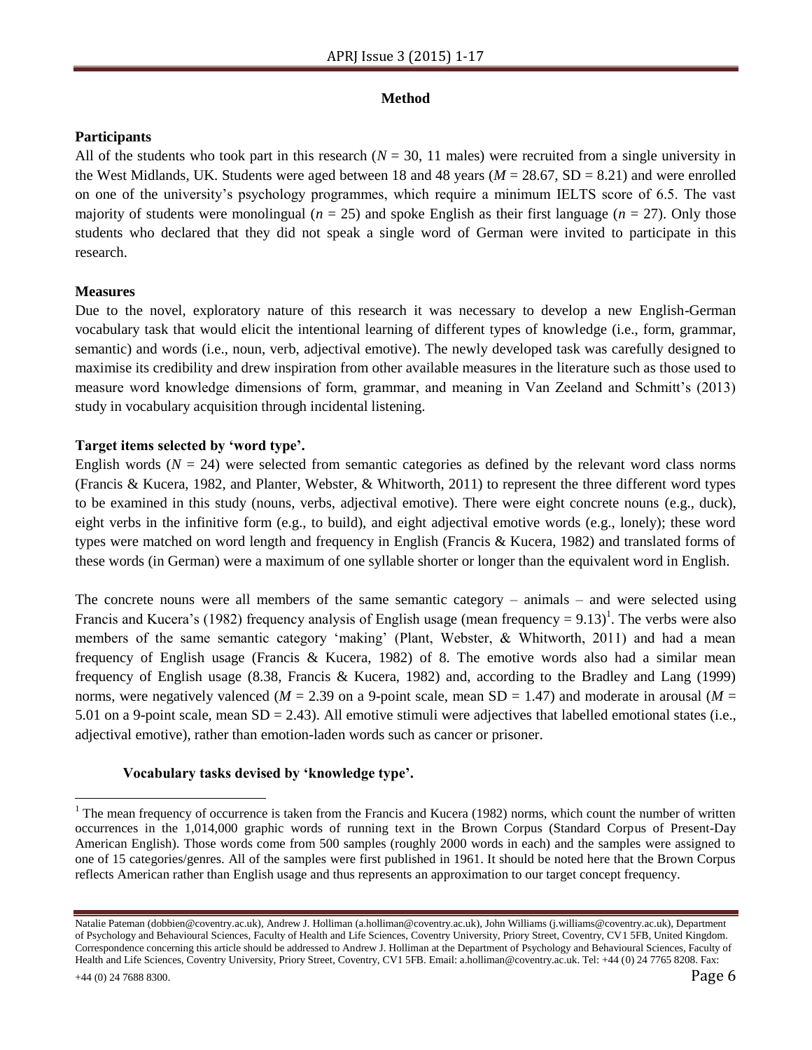## Method

### Participants

All of the students who took part in this research (*N* = 30, 11 males) were recruited from a single university in the West Midlands, UK. Students were aged between 18 and 48 years (*M* = 28.67, SD = 8.21) and were enrolled on one of the university's psychology programmes, which require a minimum IELTS score of 6.5. The vast majority of students were monolingual (*n* = 25) and spoke English as their first language (*n* = 27). Only those students who declared that they did not speak a single word of German were invited to participate in this research.

### Measures

Due to the novel, exploratory nature of this research it was necessary to develop a new English-German vocabulary task that would elicit the intentional learning of different types of knowledge (i.e., form, grammar, semantic) and words (i.e., noun, verb, adjectival emotive). The newly developed task was carefully designed to maximise its credibility and drew inspiration from other available measures in the literature such as those used to measure word knowledge dimensions of form, grammar, and meaning in Van Zeeland and Schmitt's (2013) study in vocabulary acquisition through incidental listening.

#### Target items selected by 'word type'.

English words (*N* = 24) were selected from semantic categories as defined by the relevant word class norms (Francis & Kucera, 1982, and Planter, Webster, & Whitworth, 2011) to represent the three different word types to be examined in this study (nouns, verbs, adjectival emotive). There were eight concrete nouns (e.g., duck), eight verbs in the infinitive form (e.g., to build), and eight adjectival emotive words (e.g., lonely); these word types were matched on word length and frequency in English (Francis & Kucera, 1982) and translated forms of these words (in German) were a maximum of one syllable shorter or longer than the equivalent word in English.

The concrete nouns were all members of the same semantic category – animals – and were selected using Francis and Kucera's (1982) frequency analysis of English usage (mean frequency = 9.13)[1]. The verbs were also members of the same semantic category 'making' (Plant, Webster, & Whitworth, 2011) and had a mean frequency of English usage (Francis & Kucera, 1982) of 8. The emotive words also had a similar mean frequency of English usage (8.38, Francis & Kucera, 1982) and, according to the Bradley and Lang (1999) norms, were negatively valenced (*M* = 2.39 on a 9-point scale, mean SD = 1.47) and moderate in arousal (*M* = 5.01 on a 9-point scale, mean SD = 2.43). All emotive stimuli were adjectives that labelled emotional states (i.e., adjectival emotive), rather than emotion-laden words such as cancer or prisoner.

#### Vocabulary tasks devised by 'knowledge type'.

[1] The mean frequency of occurrence is taken from the Francis and Kucera (1982) norms, which count the number of written occurrences in the 1,014,000 graphic words of running text in the Brown Corpus (Standard Corpus of Present-Day American English). Those words come from 500 samples (roughly 2000 words in each) and the samples were assigned to one of 15 categories/genres. All of the samples were first published in 1961. It should be noted here that the Brown Corpus reflects American rather than English usage and thus represents an approximation to our target concept frequency.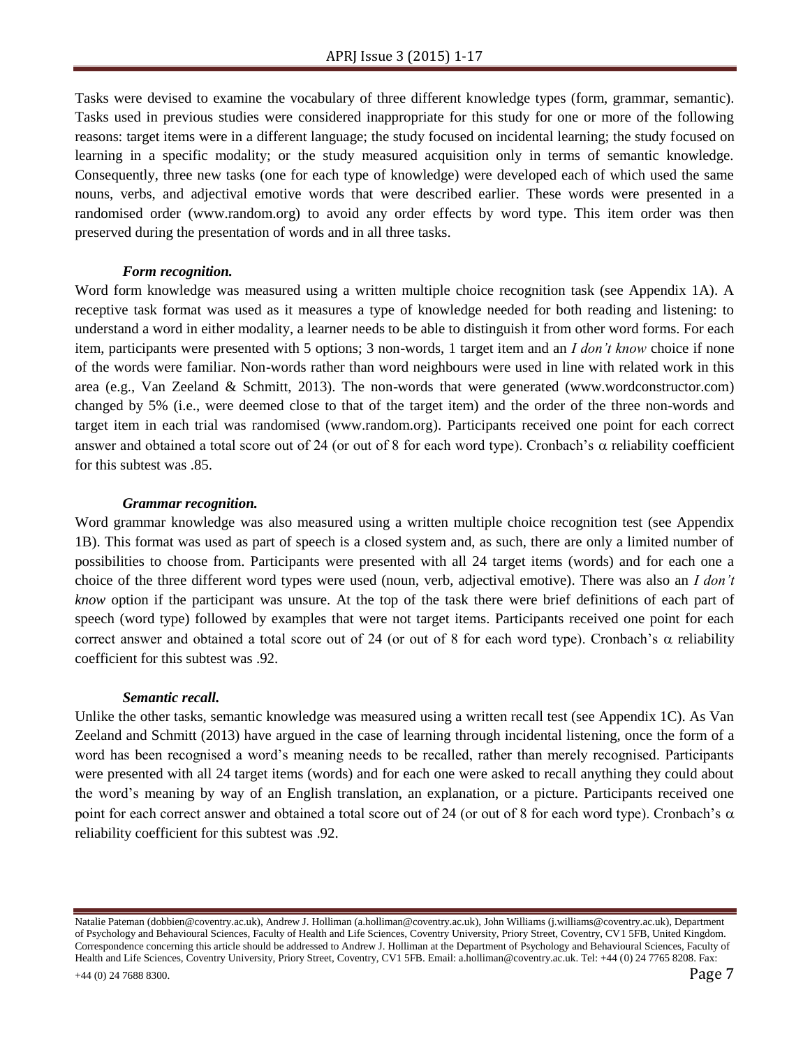Tasks were devised to examine the vocabulary of three different knowledge types (form, grammar, semantic). Tasks used in previous studies were considered inappropriate for this study for one or more of the following reasons: target items were in a different language; the study focused on incidental learning; the study focused on learning in a specific modality; or the study measured acquisition only in terms of semantic knowledge. Consequently, three new tasks (one for each type of knowledge) were developed each of which used the same nouns, verbs, and adjectival emotive words that were described earlier. These words were presented in a randomised order (www.random.org) to avoid any order effects by word type. This item order was then preserved during the presentation of words and in all three tasks.

#### *Form recognition.*

Word form knowledge was measured using a written multiple choice recognition task (see Appendix 1A). A receptive task format was used as it measures a type of knowledge needed for both reading and listening: to understand a word in either modality, a learner needs to be able to distinguish it from other word forms. For each item, participants were presented with 5 options; 3 non-words, 1 target item and an *I don't know* choice if none of the words were familiar. Non-words rather than word neighbours were used in line with related work in this area (e.g., Van Zeeland & Schmitt, 2013). The non-words that were generated (www.wordconstructor.com) changed by 5% (i.e., were deemed close to that of the target item) and the order of the three non-words and target item in each trial was randomised (www.random.org). Participants received one point for each correct answer and obtained a total score out of 24 (or out of 8 for each word type). Cronbach's $\alpha$ reliability coefficient for this subtest was .85.

#### *Grammar recognition.*

Word grammar knowledge was also measured using a written multiple choice recognition test (see Appendix 1B). This format was used as part of speech is a closed system and, as such, there are only a limited number of possibilities to choose from. Participants were presented with all 24 target items (words) and for each one a choice of the three different word types were used (noun, verb, adjectival emotive). There was also an *I don't know* option if the participant was unsure. At the top of the task there were brief definitions of each part of speech (word type) followed by examples that were not target items. Participants received one point for each correct answer and obtained a total score out of 24 (or out of 8 for each word type). Cronbach's $\alpha$ reliability coefficient for this subtest was .92.

#### *Semantic recall.*

Unlike the other tasks, semantic knowledge was measured using a written recall test (see Appendix 1C). As Van Zeeland and Schmitt (2013) have argued in the case of learning through incidental listening, once the form of a word has been recognised a word's meaning needs to be recalled, rather than merely recognised. Participants were presented with all 24 target items (words) and for each one were asked to recall anything they could about the word's meaning by way of an English translation, an explanation, or a picture. Participants received one point for each correct answer and obtained a total score out of 24 (or out of 8 for each word type). Cronbach's $\alpha$ reliability coefficient for this subtest was .92.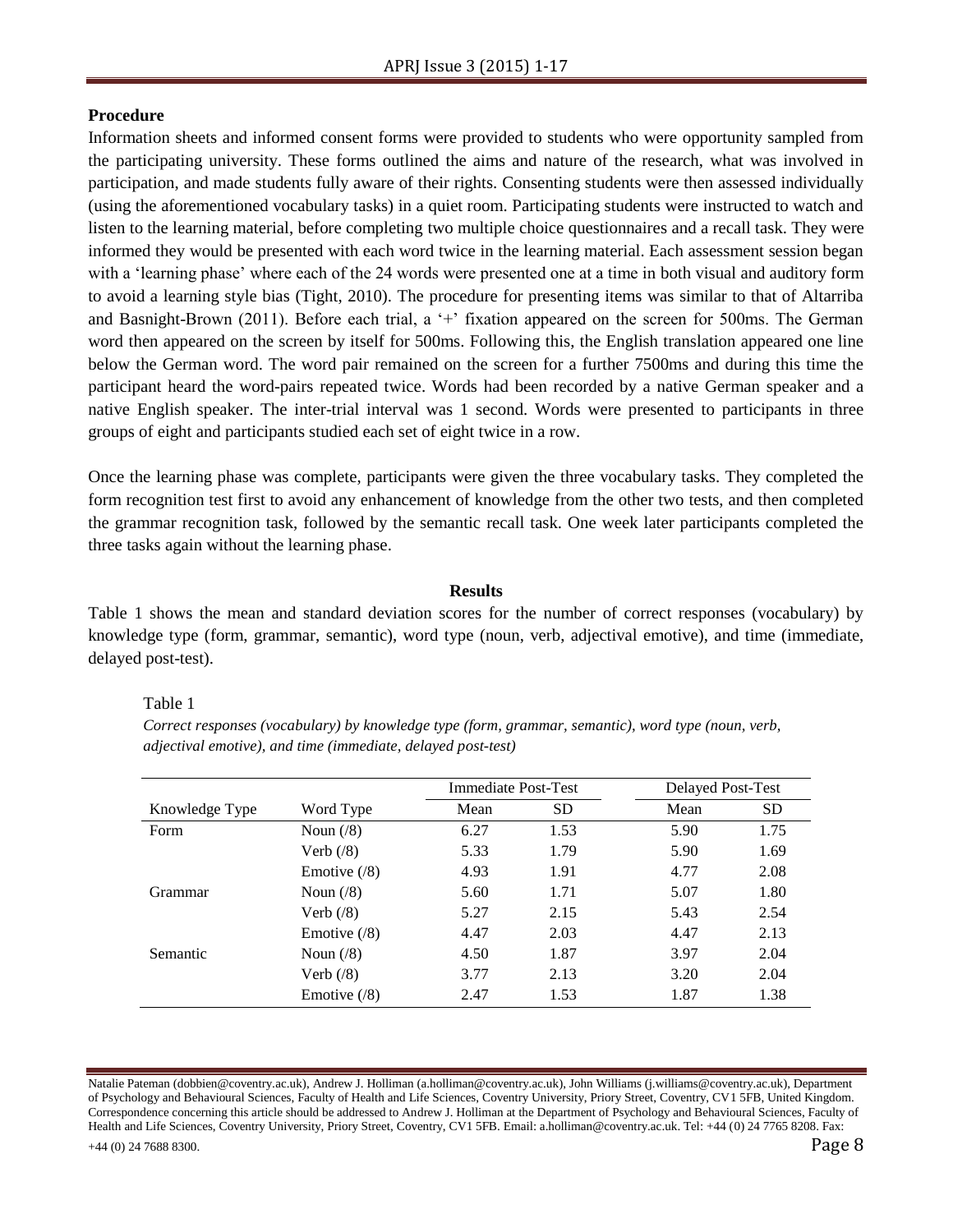**Procedure**

Information sheets and informed consent forms were provided to students who were opportunity sampled from the participating university. These forms outlined the aims and nature of the research, what was involved in participation, and made students fully aware of their rights. Consenting students were then assessed individually (using the aforementioned vocabulary tasks) in a quiet room. Participating students were instructed to watch and listen to the learning material, before completing two multiple choice questionnaires and a recall task. They were informed they would be presented with each word twice in the learning material. Each assessment session began with a 'learning phase' where each of the 24 words were presented one at a time in both visual and auditory form to avoid a learning style bias (Tight, 2010). The procedure for presenting items was similar to that of Altarriba and Basnight-Brown (2011). Before each trial, a '+' fixation appeared on the screen for 500ms. The German word then appeared on the screen by itself for 500ms. Following this, the English translation appeared one line below the German word. The word pair remained on the screen for a further 7500ms and during this time the participant heard the word-pairs repeated twice. Words had been recorded by a native German speaker and a native English speaker. The inter-trial interval was 1 second. Words were presented to participants in three groups of eight and participants studied each set of eight twice in a row.

Once the learning phase was complete, participants were given the three vocabulary tasks. They completed the form recognition test first to avoid any enhancement of knowledge from the other two tests, and then completed the grammar recognition task, followed by the semantic recall task. One week later participants completed the three tasks again without the learning phase.

## Results

Table 1 shows the mean and standard deviation scores for the number of correct responses (vocabulary) by knowledge type (form, grammar, semantic), word type (noun, verb, adjectival emotive), and time (immediate, delayed post-test).

Table 1

*Correct responses (vocabulary) by knowledge type (form, grammar, semantic), word type (noun, verb, adjectival emotive), and time (immediate, delayed post-test)*

| | | Immediate Post-Test | | Delayed Post-Test | |
|---|---|---|---|---|---|
| Knowledge Type | Word Type | Mean | SD | Mean | SD |
| Form | Noun (/8) | 6.27 | 1.53 | 5.90 | 1.75 |
| | Verb (/8) | 5.33 | 1.79 | 5.90 | 1.69 |
| | Emotive (/8) | 4.93 | 1.91 | 4.77 | 2.08 |
| Grammar | Noun (/8) | 5.60 | 1.71 | 5.07 | 1.80 |
| | Verb (/8) | 5.27 | 2.15 | 5.43 | 2.54 |
| | Emotive (/8) | 4.47 | 2.03 | 4.47 | 2.13 |
| Semantic | Noun (/8) | 4.50 | 1.87 | 3.97 | 2.04 |
| | Verb (/8) | 3.77 | 2.13 | 3.20 | 2.04 |
| | Emotive (/8) | 2.47 | 1.53 | 1.87 | 1.38 |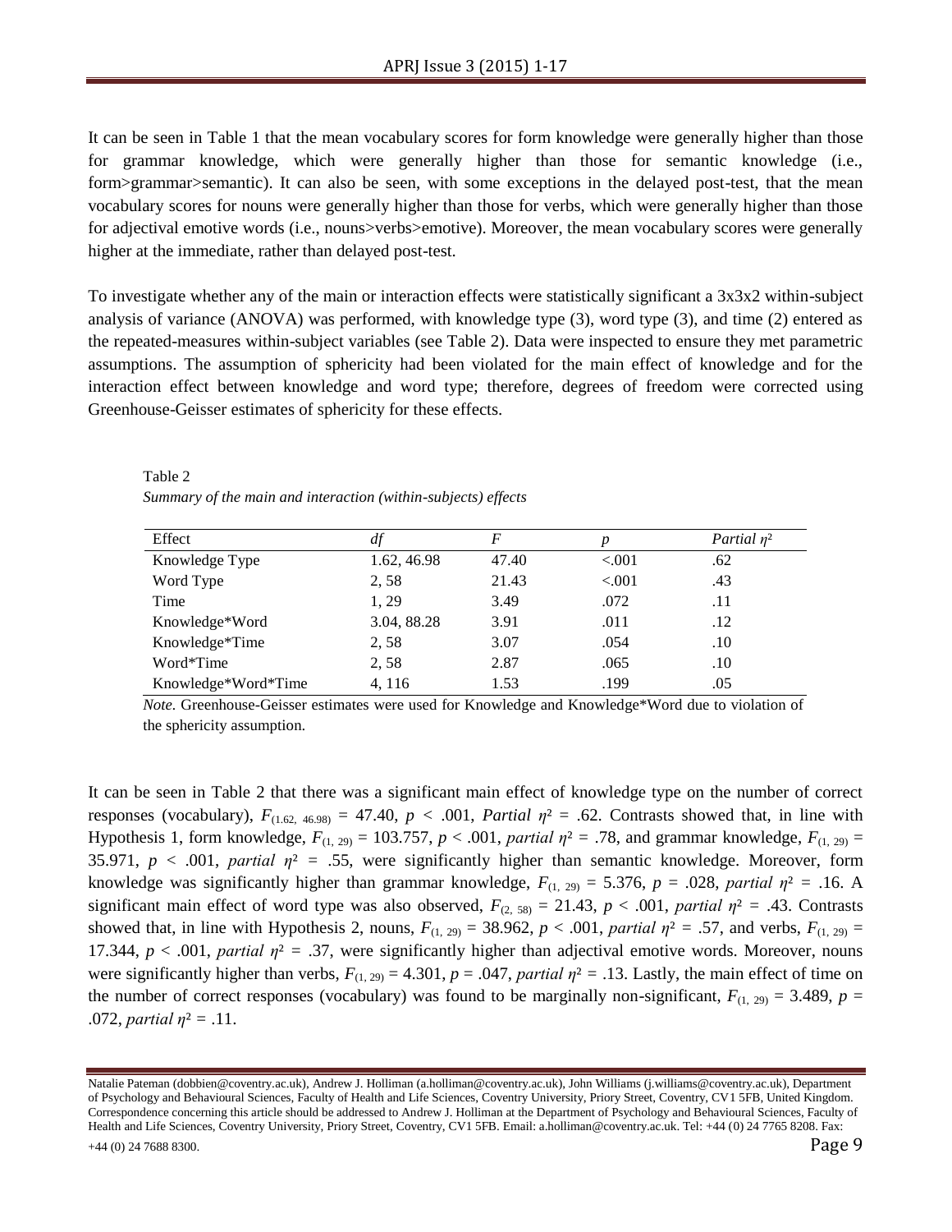It can be seen in Table 1 that the mean vocabulary scores for form knowledge were generally higher than those for grammar knowledge, which were generally higher than those for semantic knowledge (i.e., form>grammar>semantic). It can also be seen, with some exceptions in the delayed post-test, that the mean vocabulary scores for nouns were generally higher than those for verbs, which were generally higher than those for adjectival emotive words (i.e., nouns>verbs>emotive). Moreover, the mean vocabulary scores were generally higher at the immediate, rather than delayed post-test.

To investigate whether any of the main or interaction effects were statistically significant a 3x3x2 within-subject analysis of variance (ANOVA) was performed, with knowledge type (3), word type (3), and time (2) entered as the repeated-measures within-subject variables (see Table 2). Data were inspected to ensure they met parametric assumptions. The assumption of sphericity had been violated for the main effect of knowledge and for the interaction effect between knowledge and word type; therefore, degrees of freedom were corrected using Greenhouse-Geisser estimates of sphericity for these effects.

Table 2

*Summary of the main and interaction (within-subjects) effects*

| Effect | *df* | *F* | *p* | *Partial* $\eta^2$ |
|---|---|---|---|---|
| Knowledge Type | 1.62, 46.98 | 47.40 | <.001 | .62 |
| Word Type | 2, 58 | 21.43 | <.001 | .43 |
| Time | 1, 29 | 3.49 | .072 | .11 |
| Knowledge*Word | 3.04, 88.28 | 3.91 | .011 | .12 |
| Knowledge*Time | 2, 58 | 3.07 | .054 | .10 |
| Word*Time | 2, 58 | 2.87 | .065 | .10 |
| Knowledge*Word*Time | 4, 116 | 1.53 | .199 | .05 |

*Note.* Greenhouse-Geisser estimates were used for Knowledge and Knowledge*Word due to violation of the sphericity assumption.

It can be seen in Table 2 that there was a significant main effect of knowledge type on the number of correct responses (vocabulary), $F_{(1.62,\ 46.98)} = 47.40$, $p < .001$, *Partial* $\eta^2 = .62$. Contrasts showed that, in line with Hypothesis 1, form knowledge, $F_{(1,\ 29)} = 103.757$, $p < .001$, *partial* $\eta^2 = .78$, and grammar knowledge, $F_{(1,\ 29)} = 35.971$, $p < .001$, *partial* $\eta^2 = .55$, were significantly higher than semantic knowledge. Moreover, form knowledge was significantly higher than grammar knowledge, $F_{(1,\ 29)} = 5.376$, $p = .028$, *partial* $\eta^2 = .16$. A significant main effect of word type was also observed, $F_{(2,\ 58)} = 21.43$, $p < .001$, *partial* $\eta^2 = .43$. Contrasts showed that, in line with Hypothesis 2, nouns, $F_{(1,\ 29)} = 38.962$, $p < .001$, *partial* $\eta^2 = .57$, and verbs, $F_{(1,\ 29)} = 17.344$, $p < .001$, *partial* $\eta^2 = .37$, were significantly higher than adjectival emotive words. Moreover, nouns were significantly higher than verbs, $F_{(1,\ 29)} = 4.301$, $p = .047$, *partial* $\eta^2 = .13$. Lastly, the main effect of time on the number of correct responses (vocabulary) was found to be marginally non-significant, $F_{(1,\ 29)} = 3.489$, $p = .072$, *partial* $\eta^2 = .11$.

Natalie Pateman (dobbien@coventry.ac.uk), Andrew J. Holliman (a.holliman@coventry.ac.uk), John Williams (j.williams@coventry.ac.uk), Department of Psychology and Behavioural Sciences, Faculty of Health and Life Sciences, Coventry University, Priory Street, Coventry, CV1 5FB, United Kingdom. Correspondence concerning this article should be addressed to Andrew J. Holliman at the Department of Psychology and Behavioural Sciences, Faculty of Health and Life Sciences, Coventry University, Priory Street, Coventry, CV1 5FB. Email: a.holliman@coventry.ac.uk. Tel: +44 (0) 24 7765 8208. Fax: +44 (0) 24 7688 8300.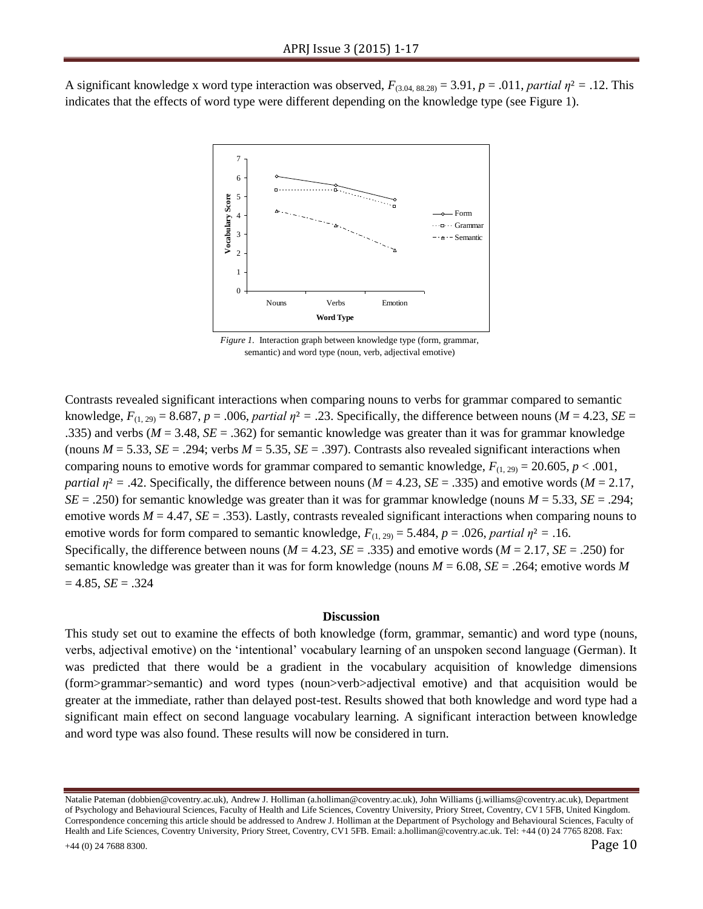A significant knowledge x word type interaction was observed, $F_{(3.04, 88.28)} = 3.91$, $p = .011$, *partial* $\eta^2 = .12$. This indicates that the effects of word type were different depending on the knowledge type (see Figure 1).

*Figure 1.* Interaction graph between knowledge type (form, grammar, semantic) and word type (noun, verb, adjectival emotive)

Contrasts revealed significant interactions when comparing nouns to verbs for grammar compared to semantic knowledge, $F_{(1, 29)} = 8.687$, $p = .006$, *partial* $\eta^2 = .23$. Specifically, the difference between nouns ($M = 4.23$, $SE = .335$) and verbs ($M = 3.48$, $SE = .362$) for semantic knowledge was greater than it was for grammar knowledge (nouns $M = 5.33$, $SE = .294$; verbs $M = 5.35$, $SE = .397$). Contrasts also revealed significant interactions when comparing nouns to emotive words for grammar compared to semantic knowledge, $F_{(1, 29)} = 20.605$, $p < .001$, *partial* $\eta^2 = .42$. Specifically, the difference between nouns ($M = 4.23$, $SE = .335$) and emotive words ($M = 2.17$, $SE = .250$) for semantic knowledge was greater than it was for grammar knowledge (nouns $M = 5.33$, $SE = .294$; emotive words $M = 4.47$, $SE = .353$). Lastly, contrasts revealed significant interactions when comparing nouns to emotive words for form compared to semantic knowledge, $F_{(1, 29)} = 5.484$, $p = .026$, *partial* $\eta^2 = .16$. Specifically, the difference between nouns ($M = 4.23$, $SE = .335$) and emotive words ($M = 2.17$, $SE = .250$) for semantic knowledge was greater than it was for form knowledge (nouns $M = 6.08$, $SE = .264$; emotive words $M = 4.85$, $SE = .324$

## Discussion

This study set out to examine the effects of both knowledge (form, grammar, semantic) and word type (nouns, verbs, adjectival emotive) on the 'intentional' vocabulary learning of an unspoken second language (German). It was predicted that there would be a gradient in the vocabulary acquisition of knowledge dimensions (form>grammar>semantic) and word types (noun>verb>adjectival emotive) and that acquisition would be greater at the immediate, rather than delayed post-test. Results showed that both knowledge and word type had a significant main effect on second language vocabulary learning. A significant interaction between knowledge and word type was also found. These results will now be considered in turn.

Natalie Pateman (dobbien@coventry.ac.uk), Andrew J. Holliman (a.holliman@coventry.ac.uk), John Williams (j.williams@coventry.ac.uk), Department of Psychology and Behavioural Sciences, Faculty of Health and Life Sciences, Coventry University, Priory Street, Coventry, CV1 5FB, United Kingdom. Correspondence concerning this article should be addressed to Andrew J. Holliman at the Department of Psychology and Behavioural Sciences, Faculty of Health and Life Sciences, Coventry University, Priory Street, Coventry, CV1 5FB. Email: a.holliman@coventry.ac.uk. Tel: +44 (0) 24 7765 8208. Fax: +44 (0) 24 7688 8300.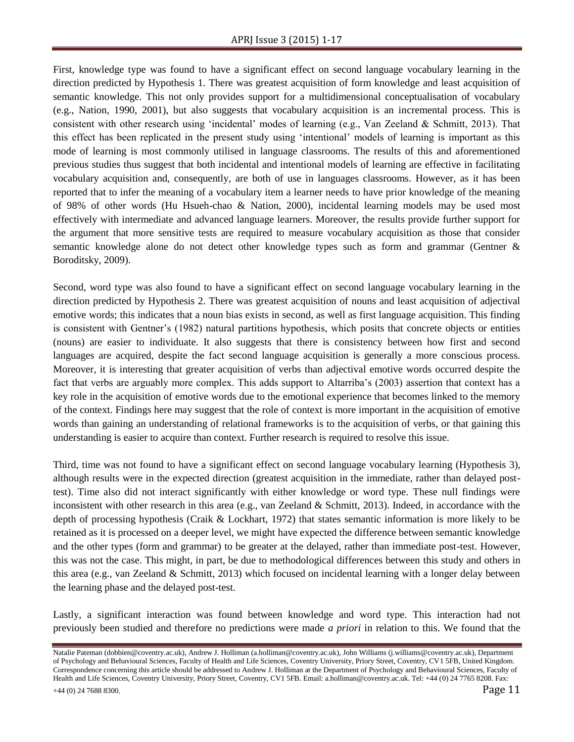First, knowledge type was found to have a significant effect on second language vocabulary learning in the direction predicted by Hypothesis 1. There was greatest acquisition of form knowledge and least acquisition of semantic knowledge. This not only provides support for a multidimensional conceptualisation of vocabulary (e.g., Nation, 1990, 2001), but also suggests that vocabulary acquisition is an incremental process. This is consistent with other research using 'incidental' modes of learning (e.g., Van Zeeland & Schmitt, 2013). That this effect has been replicated in the present study using 'intentional' models of learning is important as this mode of learning is most commonly utilised in language classrooms. The results of this and aforementioned previous studies thus suggest that both incidental and intentional models of learning are effective in facilitating vocabulary acquisition and, consequently, are both of use in languages classrooms. However, as it has been reported that to infer the meaning of a vocabulary item a learner needs to have prior knowledge of the meaning of 98% of other words (Hu Hsueh-chao & Nation, 2000), incidental learning models may be used most effectively with intermediate and advanced language learners. Moreover, the results provide further support for the argument that more sensitive tests are required to measure vocabulary acquisition as those that consider semantic knowledge alone do not detect other knowledge types such as form and grammar (Gentner & Boroditsky, 2009).

Second, word type was also found to have a significant effect on second language vocabulary learning in the direction predicted by Hypothesis 2. There was greatest acquisition of nouns and least acquisition of adjectival emotive words; this indicates that a noun bias exists in second, as well as first language acquisition. This finding is consistent with Gentner's (1982) natural partitions hypothesis, which posits that concrete objects or entities (nouns) are easier to individuate. It also suggests that there is consistency between how first and second languages are acquired, despite the fact second language acquisition is generally a more conscious process. Moreover, it is interesting that greater acquisition of verbs than adjectival emotive words occurred despite the fact that verbs are arguably more complex. This adds support to Altarriba's (2003) assertion that context has a key role in the acquisition of emotive words due to the emotional experience that becomes linked to the memory of the context. Findings here may suggest that the role of context is more important in the acquisition of emotive words than gaining an understanding of relational frameworks is to the acquisition of verbs, or that gaining this understanding is easier to acquire than context. Further research is required to resolve this issue.

Third, time was not found to have a significant effect on second language vocabulary learning (Hypothesis 3), although results were in the expected direction (greatest acquisition in the immediate, rather than delayed post-test). Time also did not interact significantly with either knowledge or word type. These null findings were inconsistent with other research in this area (e.g., van Zeeland & Schmitt, 2013). Indeed, in accordance with the depth of processing hypothesis (Craik & Lockhart, 1972) that states semantic information is more likely to be retained as it is processed on a deeper level, we might have expected the difference between semantic knowledge and the other types (form and grammar) to be greater at the delayed, rather than immediate post-test. However, this was not the case. This might, in part, be due to methodological differences between this study and others in this area (e.g., van Zeeland & Schmitt, 2013) which focused on incidental learning with a longer delay between the learning phase and the delayed post-test.

Lastly, a significant interaction was found between knowledge and word type. This interaction had not previously been studied and therefore no predictions were made *a priori* in relation to this. We found that the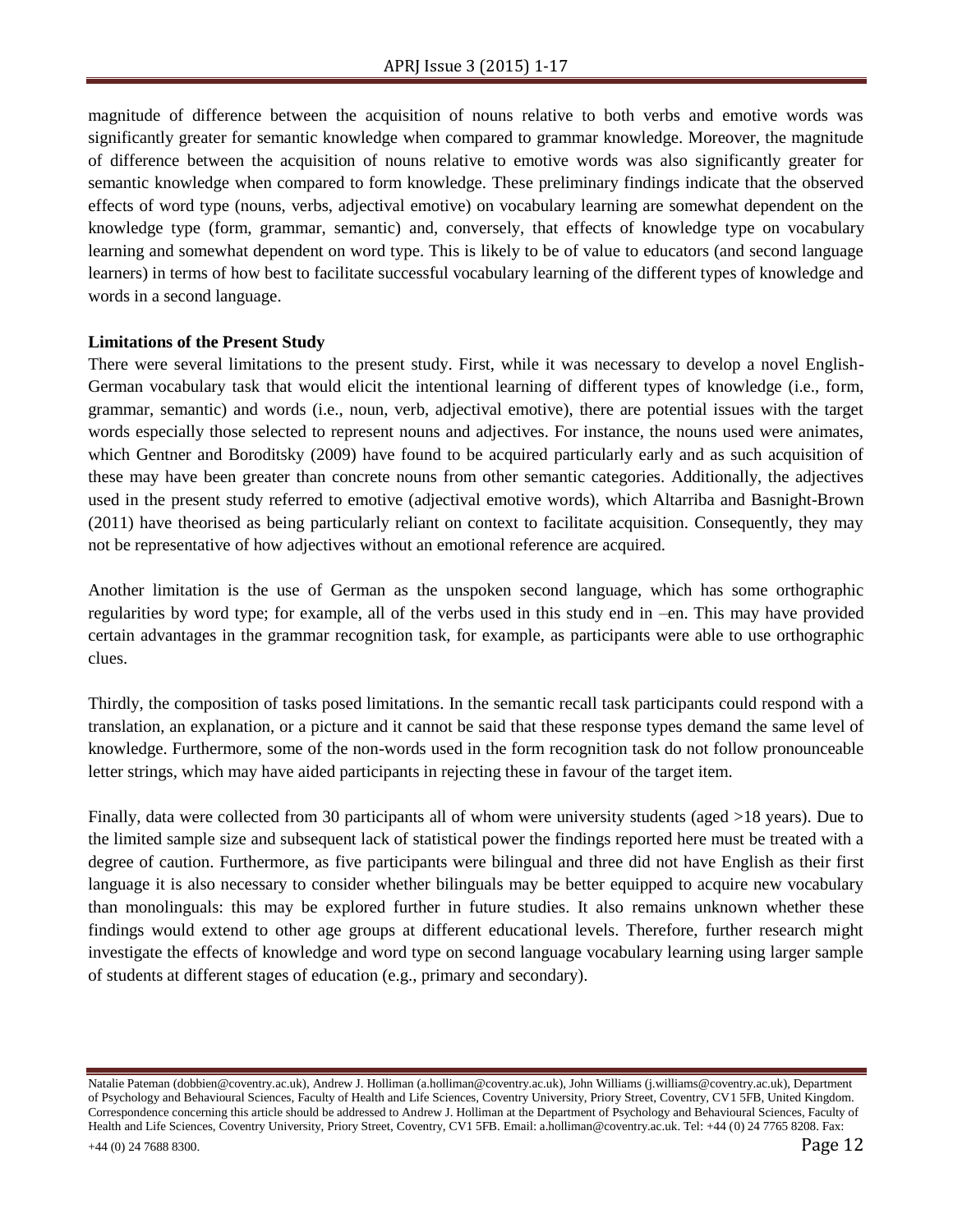magnitude of difference between the acquisition of nouns relative to both verbs and emotive words was significantly greater for semantic knowledge when compared to grammar knowledge. Moreover, the magnitude of difference between the acquisition of nouns relative to emotive words was also significantly greater for semantic knowledge when compared to form knowledge. These preliminary findings indicate that the observed effects of word type (nouns, verbs, adjectival emotive) on vocabulary learning are somewhat dependent on the knowledge type (form, grammar, semantic) and, conversely, that effects of knowledge type on vocabulary learning and somewhat dependent on word type. This is likely to be of value to educators (and second language learners) in terms of how best to facilitate successful vocabulary learning of the different types of knowledge and words in a second language.

**Limitations of the Present Study**

There were several limitations to the present study. First, while it was necessary to develop a novel English-German vocabulary task that would elicit the intentional learning of different types of knowledge (i.e., form, grammar, semantic) and words (i.e., noun, verb, adjectival emotive), there are potential issues with the target words especially those selected to represent nouns and adjectives. For instance, the nouns used were animates, which Gentner and Boroditsky (2009) have found to be acquired particularly early and as such acquisition of these may have been greater than concrete nouns from other semantic categories. Additionally, the adjectives used in the present study referred to emotive (adjectival emotive words), which Altarriba and Basnight-Brown (2011) have theorised as being particularly reliant on context to facilitate acquisition. Consequently, they may not be representative of how adjectives without an emotional reference are acquired.

Another limitation is the use of German as the unspoken second language, which has some orthographic regularities by word type; for example, all of the verbs used in this study end in –en. This may have provided certain advantages in the grammar recognition task, for example, as participants were able to use orthographic clues.

Thirdly, the composition of tasks posed limitations. In the semantic recall task participants could respond with a translation, an explanation, or a picture and it cannot be said that these response types demand the same level of knowledge. Furthermore, some of the non-words used in the form recognition task do not follow pronounceable letter strings, which may have aided participants in rejecting these in favour of the target item.

Finally, data were collected from 30 participants all of whom were university students (aged >18 years). Due to the limited sample size and subsequent lack of statistical power the findings reported here must be treated with a degree of caution. Furthermore, as five participants were bilingual and three did not have English as their first language it is also necessary to consider whether bilinguals may be better equipped to acquire new vocabulary than monolinguals: this may be explored further in future studies. It also remains unknown whether these findings would extend to other age groups at different educational levels. Therefore, further research might investigate the effects of knowledge and word type on second language vocabulary learning using larger sample of students at different stages of education (e.g., primary and secondary).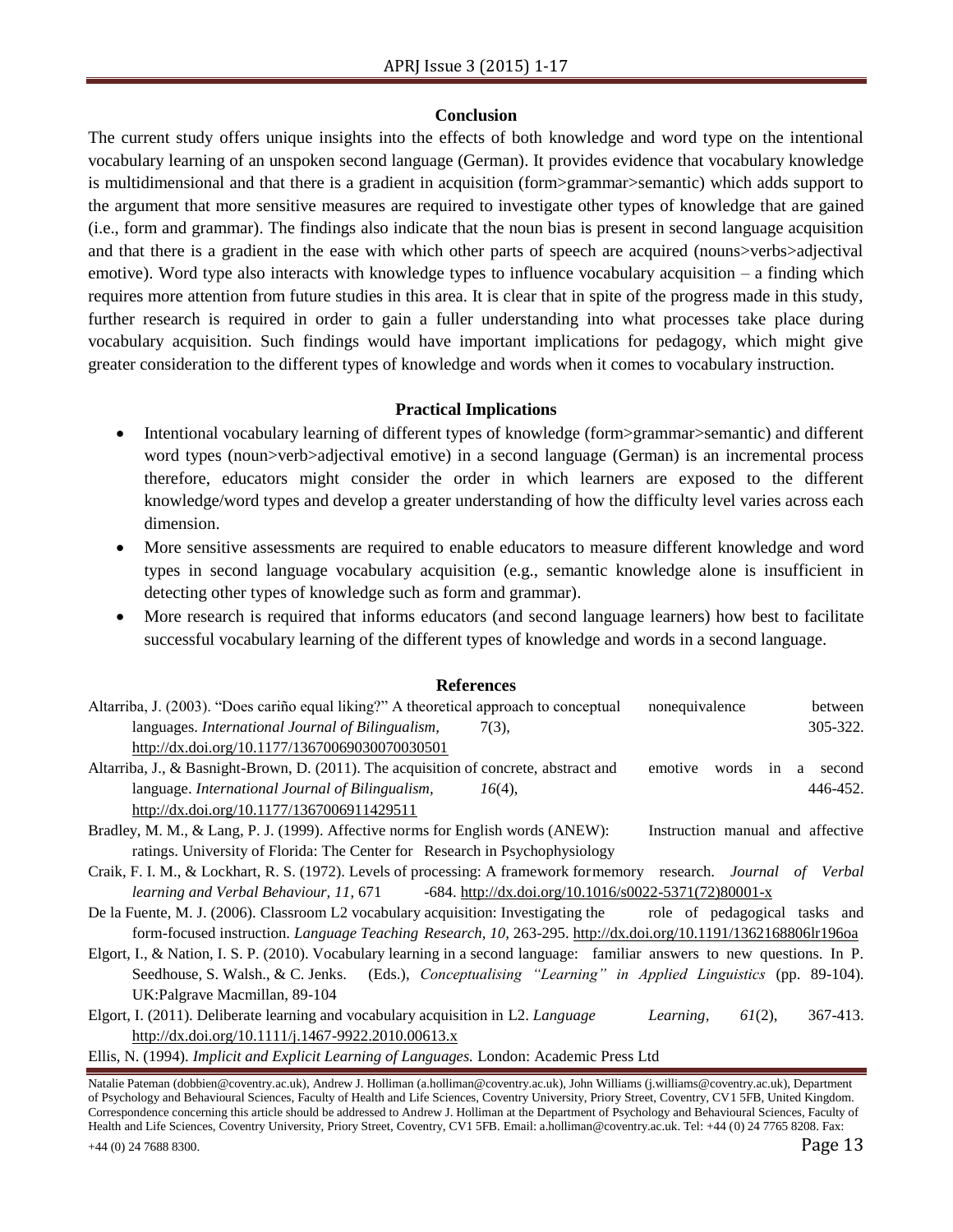## Conclusion

The current study offers unique insights into the effects of both knowledge and word type on the intentional vocabulary learning of an unspoken second language (German). It provides evidence that vocabulary knowledge is multidimensional and that there is a gradient in acquisition (form>grammar>semantic) which adds support to the argument that more sensitive measures are required to investigate other types of knowledge that are gained (i.e., form and grammar). The findings also indicate that the noun bias is present in second language acquisition and that there is a gradient in the ease with which other parts of speech are acquired (nouns>verbs>adjectival emotive). Word type also interacts with knowledge types to influence vocabulary acquisition – a finding which requires more attention from future studies in this area. It is clear that in spite of the progress made in this study, further research is required in order to gain a fuller understanding into what processes take place during vocabulary acquisition. Such findings would have important implications for pedagogy, which might give greater consideration to the different types of knowledge and words when it comes to vocabulary instruction.

## Practical Implications

- Intentional vocabulary learning of different types of knowledge (form>grammar>semantic) and different word types (noun>verb>adjectival emotive) in a second language (German) is an incremental process therefore, educators might consider the order in which learners are exposed to the different knowledge/word types and develop a greater understanding of how the difficulty level varies across each dimension.
- More sensitive assessments are required to enable educators to measure different knowledge and word types in second language vocabulary acquisition (e.g., semantic knowledge alone is insufficient in detecting other types of knowledge such as form and grammar).
- More research is required that informs educators (and second language learners) how best to facilitate successful vocabulary learning of the different types of knowledge and words in a second language.

## References

Altarriba, J. (2003). "Does cariño equal liking?" A theoretical approach to conceptual nonequivalence between languages. *International Journal of Bilingualism,* 7(3), 305-322. http://dx.doi.org/10.1177/13670069030070030501

Altarriba, J., & Basnight-Brown, D. (2011). The acquisition of concrete, abstract and emotive words in a second language. *International Journal of Bilingualism,* *16*(4), 446-452. http://dx.doi.org/10.1177/1367006911429511

Bradley, M. M., & Lang, P. J. (1999). Affective norms for English words (ANEW): Instruction manual and affective ratings. University of Florida: The Center for Research in Psychophysiology

Craik, F. I. M., & Lockhart, R. S. (1972). Levels of processing: A framework for memory research. *Journal of Verbal learning and Verbal Behaviour, 11*, 671 -684. http://dx.doi.org/10.1016/s0022-5371(72)80001-x

De la Fuente, M. J. (2006). Classroom L2 vocabulary acquisition: Investigating the role of pedagogical tasks and form-focused instruction. *Language Teaching Research, 10,* 263-295. http://dx.doi.org/10.1191/1362168806lr196oa

Elgort, I., & Nation, I. S. P. (2010). Vocabulary learning in a second language: familiar answers to new questions. In P. Seedhouse, S. Walsh., & C. Jenks. (Eds.), *Conceptualising "Learning" in Applied Linguistics* (pp. 89-104). UK:Palgrave Macmillan, 89-104

Elgort, I. (2011). Deliberate learning and vocabulary acquisition in L2. *Language Learning,* *61*(2), 367-413. http://dx.doi.org/10.1111/j.1467-9922.2010.00613.x

Ellis, N. (1994). *Implicit and Explicit Learning of Languages.* London: Academic Press Ltd

Natalie Pateman (dobbien@coventry.ac.uk), Andrew J. Holliman (a.holliman@coventry.ac.uk), John Williams (j.williams@coventry.ac.uk), Department of Psychology and Behavioural Sciences, Faculty of Health and Life Sciences, Coventry University, Priory Street, Coventry, CV1 5FB, United Kingdom. Correspondence concerning this article should be addressed to Andrew J. Holliman at the Department of Psychology and Behavioural Sciences, Faculty of Health and Life Sciences, Coventry University, Priory Street, Coventry, CV1 5FB. Email: a.holliman@coventry.ac.uk. Tel: +44 (0) 24 7765 8208. Fax: +44 (0) 24 7688 8300.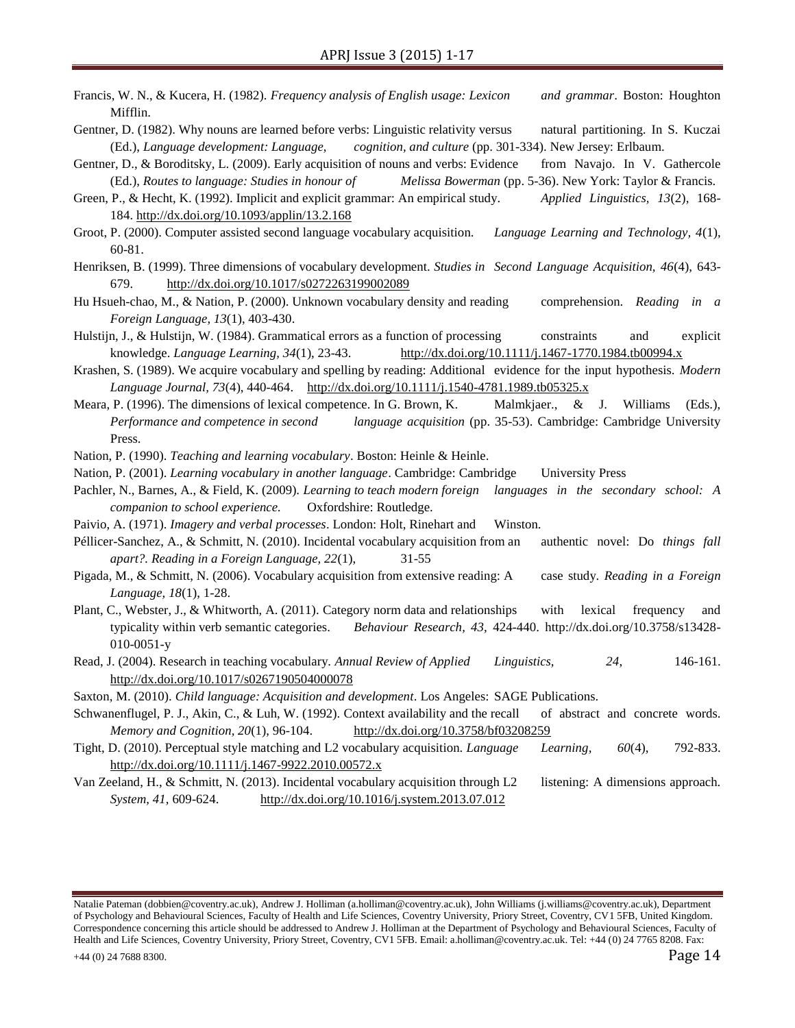Francis, W. N., & Kucera, H. (1982). *Frequency analysis of English usage: Lexicon and grammar*. Boston: Houghton Mifflin.

Gentner, D. (1982). Why nouns are learned before verbs: Linguistic relativity versus natural partitioning. In S. Kuczai (Ed.), *Language development: Language, cognition, and culture* (pp. 301-334). New Jersey: Erlbaum.

Gentner, D., & Boroditsky, L. (2009). Early acquisition of nouns and verbs: Evidence from Navajo. In V. Gathercole (Ed.), *Routes to language: Studies in honour of Melissa Bowerman* (pp. 5-36). New York: Taylor & Francis.

Green, P., & Hecht, K. (1992). Implicit and explicit grammar: An empirical study. *Applied Linguistics, 13*(2), 168-184. http://dx.doi.org/10.1093/applin/13.2.168

Groot, P. (2000). Computer assisted second language vocabulary acquisition. *Language Learning and Technology, 4*(1), 60-81.

Henriksen, B. (1999). Three dimensions of vocabulary development. *Studies in Second Language Acquisition, 46*(4), 643-679. http://dx.doi.org/10.1017/s0272263199002089

Hu Hsueh-chao, M., & Nation, P. (2000). Unknown vocabulary density and reading comprehension. *Reading in a Foreign Language, 13*(1), 403-430.

Hulstijn, J., & Hulstijn, W. (1984). Grammatical errors as a function of processing constraints and explicit knowledge. *Language Learning, 34*(1), 23-43. http://dx.doi.org/10.1111/j.1467-1770.1984.tb00994.x

Krashen, S. (1989). We acquire vocabulary and spelling by reading: Additional evidence for the input hypothesis. *Modern Language Journal, 73*(4), 440-464. http://dx.doi.org/10.1111/j.1540-4781.1989.tb05325.x

Meara, P. (1996). The dimensions of lexical competence. In G. Brown, K. Malmkjaer., & J. Williams (Eds.), *Performance and competence in second language acquisition* (pp. 35-53). Cambridge: Cambridge University Press.

Nation, P. (1990). *Teaching and learning vocabulary*. Boston: Heinle & Heinle.

Nation, P. (2001). *Learning vocabulary in another language*. Cambridge: Cambridge University Press

Pachler, N., Barnes, A., & Field, K. (2009). *Learning to teach modern foreign languages in the secondary school: A companion to school experience.* Oxfordshire: Routledge.

Paivio, A. (1971). *Imagery and verbal processes*. London: Holt, Rinehart and Winston.

Péllicer-Sanchez, A., & Schmitt, N. (2010). Incidental vocabulary acquisition from an authentic novel: Do *things fall apart?. Reading in a Foreign Language, 22*(1), 31-55

Pigada, M., & Schmitt, N. (2006). Vocabulary acquisition from extensive reading: A case study. *Reading in a Foreign Language, 18*(1), 1-28.

Plant, C., Webster, J., & Whitworth, A. (2011). Category norm data and relationships with lexical frequency and typicality within verb semantic categories. *Behaviour Research, 43*, 424-440. http://dx.doi.org/10.3758/s13428-010-0051-y

Read, J. (2004). Research in teaching vocabulary. *Annual Review of Applied Linguistics, 24*, 146-161. http://dx.doi.org/10.1017/s0267190504000078

Saxton, M. (2010). *Child language: Acquisition and development*. Los Angeles: SAGE Publications.

Schwanenflugel, P. J., Akin, C., & Luh, W. (1992). Context availability and the recall of abstract and concrete words. *Memory and Cognition, 20*(1), 96-104. http://dx.doi.org/10.3758/bf03208259

Tight, D. (2010). Perceptual style matching and L2 vocabulary acquisition. *Language Learning, 60*(4), 792-833. http://dx.doi.org/10.1111/j.1467-9922.2010.00572.x

Van Zeeland, H., & Schmitt, N. (2013). Incidental vocabulary acquisition through L2 listening: A dimensions approach. *System, 41*, 609-624. http://dx.doi.org/10.1016/j.system.2013.07.012

Natalie Pateman (dobbien@coventry.ac.uk), Andrew J. Holliman (a.holliman@coventry.ac.uk), John Williams (j.williams@coventry.ac.uk), Department of Psychology and Behavioural Sciences, Faculty of Health and Life Sciences, Coventry University, Priory Street, Coventry, CV1 5FB, United Kingdom. Correspondence concerning this article should be addressed to Andrew J. Holliman at the Department of Psychology and Behavioural Sciences, Faculty of Health and Life Sciences, Coventry University, Priory Street, Coventry, CV1 5FB. Email: a.holliman@coventry.ac.uk. Tel: +44 (0) 24 7765 8208. Fax: +44 (0) 24 7688 8300.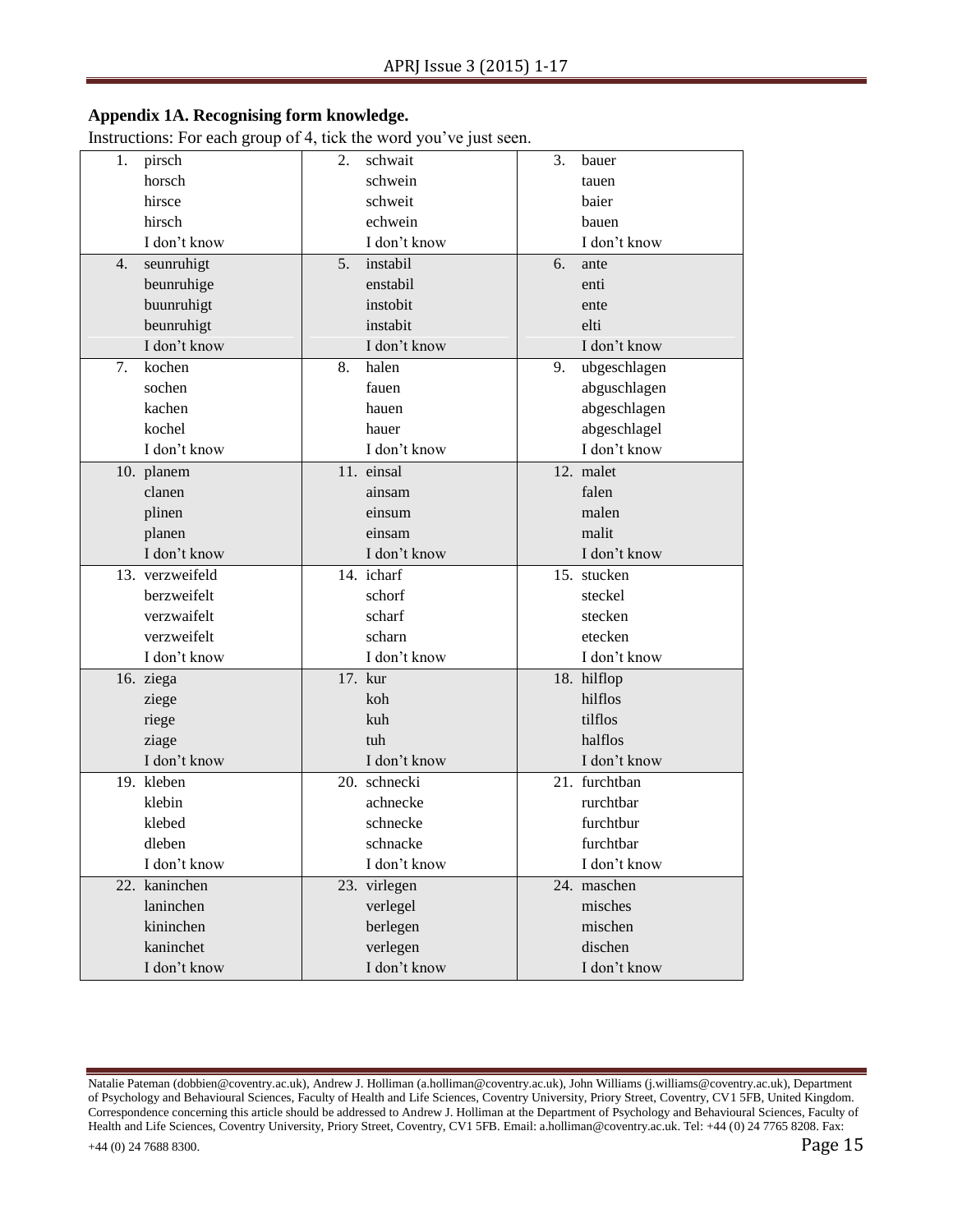**Appendix 1A. Recognising form knowledge.**

Instructions: For each group of 4, tick the word you've just seen.

| | | |
|---|---|---|
| 1. pirsch | 2. schwait | 3. bauer |
| horsch | schwein | tauen |
| hirsce | schweit | baier |
| hirsch | echwein | bauen |
| I don't know | I don't know | I don't know |
| 4. seunruhigt | 5. instabil | 6. ante |
| beunruhige | enstabil | enti |
| buunruhigt | instobit | ente |
| beunruhigt | instabit | elti |
| I don't know | I don't know | I don't know |
| 7. kochen | 8. halen | 9. ubgeschlagen |
| sochen | fauen | abguschlagen |
| kachen | hauen | abgeschlagen |
| kochel | hauer | abgeschlagel |
| I don't know | I don't know | I don't know |
| 10. planem | 11. einsal | 12. malet |
| clanen | ainsam | falen |
| plinen | einsum | malen |
| planen | einsam | malit |
| I don't know | I don't know | I don't know |
| 13. verzweifeld | 14. icharf | 15. stucken |
| berzweifelt | schorf | steckel |
| verzwaifelt | scharf | stecken |
| verzweifelt | scharn | etecken |
| I don't know | I don't know | I don't know |
| 16. ziega | 17. kur | 18. hilflop |
| ziege | koh | hilflos |
| riege | kuh | tilflos |
| ziage | tuh | halflos |
| I don't know | I don't know | I don't know |
| 19. kleben | 20. schnecki | 21. furchtban |
| klebin | achnecke | rurchtbar |
| klebed | schnecke | furchtbur |
| dleben | schnacke | furchtbar |
| I don't know | I don't know | I don't know |
| 22. kaninchen | 23. virlegen | 24. maschen |
| laninchen | verlegel | misches |
| kininchen | berlegen | mischen |
| kaninchet | verlegen | dischen |
| I don't know | I don't know | I don't know |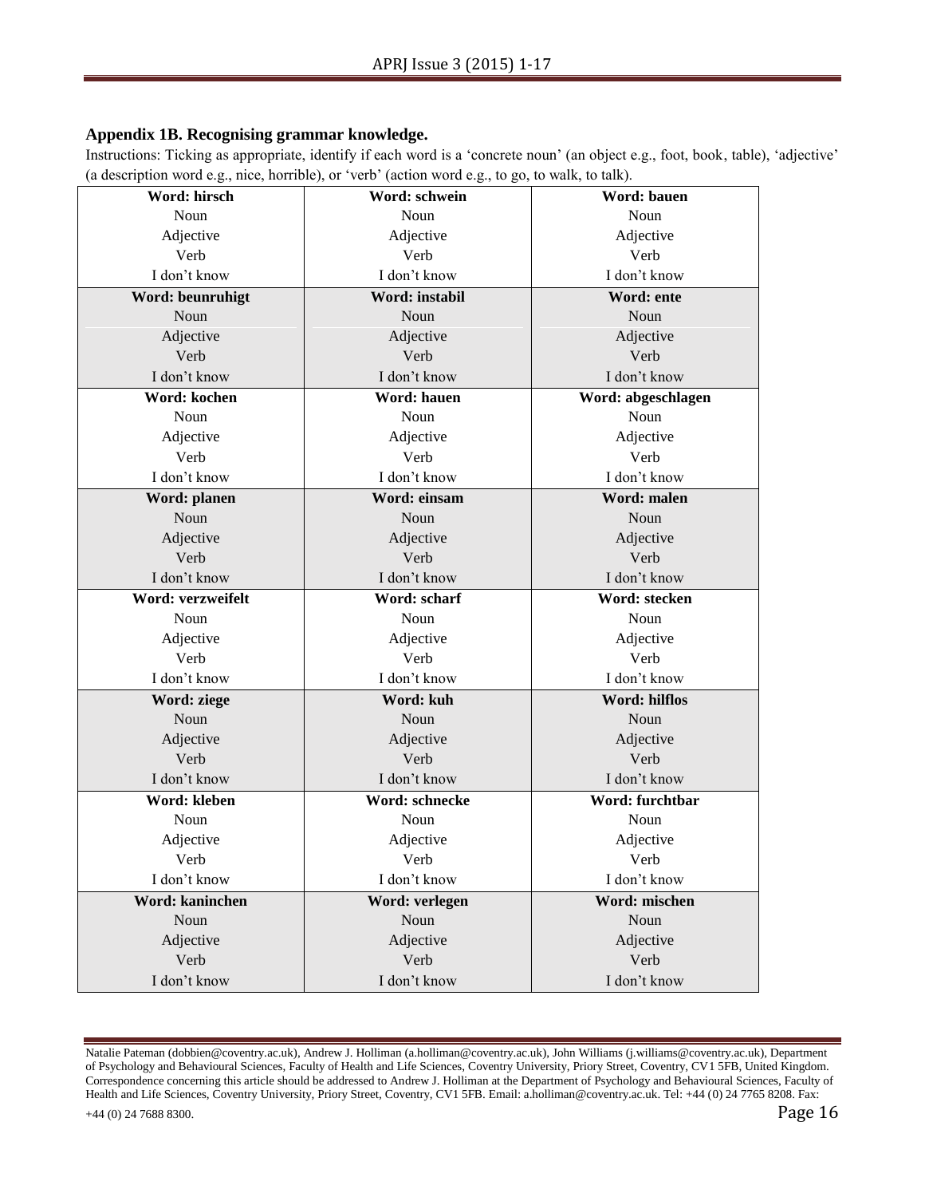### Appendix 1B. Recognising grammar knowledge.

Instructions: Ticking as appropriate, identify if each word is a 'concrete noun' (an object e.g., foot, book, table), 'adjective' (a description word e.g., nice, horrible), or 'verb' (action word e.g., to go, to walk, to talk).

| **Word: hirsch** | **Word: schwein** | **Word: bauen** |
|---|---|---|
| Noun | Noun | Noun |
| Adjective | Adjective | Adjective |
| Verb | Verb | Verb |
| I don't know | I don't know | I don't know |
| **Word: beunruhigt** | **Word: instabil** | **Word: ente** |
| Noun | Noun | Noun |
| Adjective | Adjective | Adjective |
| Verb | Verb | Verb |
| I don't know | I don't know | I don't know |
| **Word: kochen** | **Word: hauen** | **Word: abgeschlagen** |
| Noun | Noun | Noun |
| Adjective | Adjective | Adjective |
| Verb | Verb | Verb |
| I don't know | I don't know | I don't know |
| **Word: planen** | **Word: einsam** | **Word: malen** |
| Noun | Noun | Noun |
| Adjective | Adjective | Adjective |
| Verb | Verb | Verb |
| I don't know | I don't know | I don't know |
| **Word: verzweifelt** | **Word: scharf** | **Word: stecken** |
| Noun | Noun | Noun |
| Adjective | Adjective | Adjective |
| Verb | Verb | Verb |
| I don't know | I don't know | I don't know |
| **Word: ziege** | **Word: kuh** | **Word: hilflos** |
| Noun | Noun | Noun |
| Adjective | Adjective | Adjective |
| Verb | Verb | Verb |
| I don't know | I don't know | I don't know |
| **Word: kleben** | **Word: schnecke** | **Word: furchtbar** |
| Noun | Noun | Noun |
| Adjective | Adjective | Adjective |
| Verb | Verb | Verb |
| I don't know | I don't know | I don't know |
| **Word: kaninchen** | **Word: verlegen** | **Word: mischen** |
| Noun | Noun | Noun |
| Adjective | Adjective | Adjective |
| Verb | Verb | Verb |
| I don't know | I don't know | I don't know |

Natalie Pateman (dobbien@coventry.ac.uk), Andrew J. Holliman (a.holliman@coventry.ac.uk), John Williams (j.williams@coventry.ac.uk), Department of Psychology and Behavioural Sciences, Faculty of Health and Life Sciences, Coventry University, Priory Street, Coventry, CV1 5FB, United Kingdom. Correspondence concerning this article should be addressed to Andrew J. Holliman at the Department of Psychology and Behavioural Sciences, Faculty of Health and Life Sciences, Coventry University, Priory Street, Coventry, CV1 5FB. Email: a.holliman@coventry.ac.uk. Tel: +44 (0) 24 7765 8208. Fax: +44 (0) 24 7688 8300.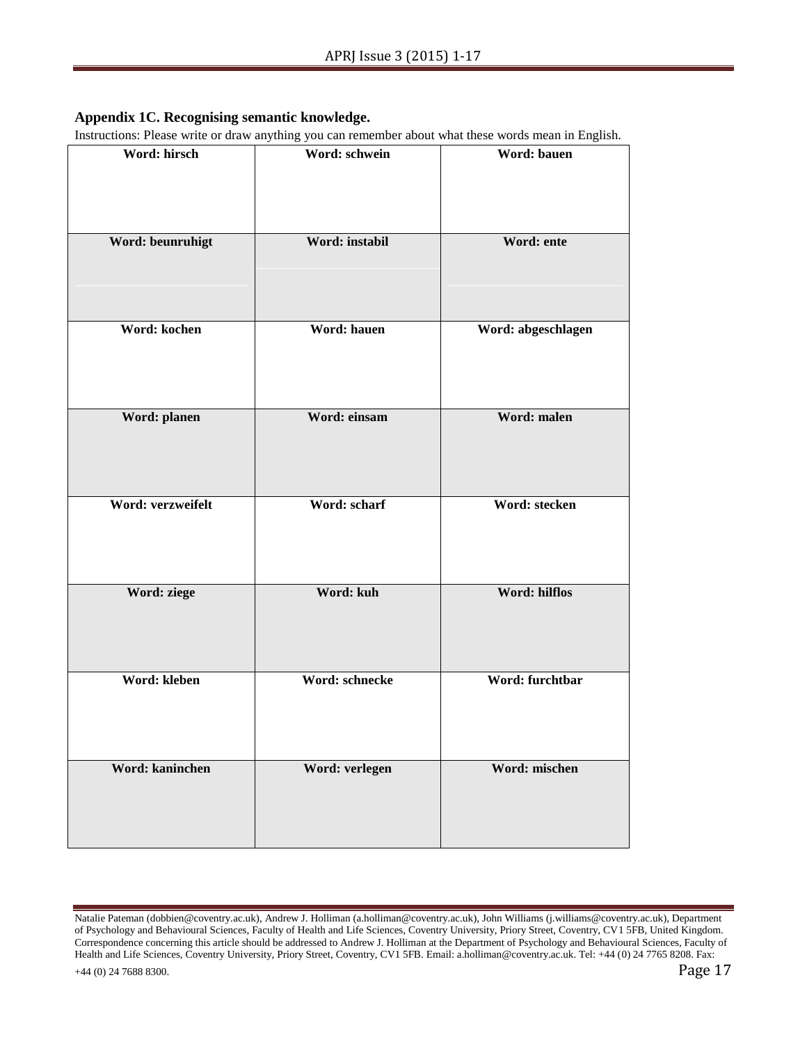**Appendix 1C. Recognising semantic knowledge.**

Instructions: Please write or draw anything you can remember about what these words mean in English.

| | | |
|---|---|---|
| **Word: hirsch** | **Word: schwein** | **Word: bauen** |
| **Word: beunruhigt** | **Word: instabil** | **Word: ente** |
| **Word: kochen** | **Word: hauen** | **Word: abgeschlagen** |
| **Word: planen** | **Word: einsam** | **Word: malen** |
| **Word: verzweifelt** | **Word: scharf** | **Word: stecken** |
| **Word: ziege** | **Word: kuh** | **Word: hilflos** |
| **Word: kleben** | **Word: schnecke** | **Word: furchtbar** |
| **Word: kaninchen** | **Word: verlegen** | **Word: mischen** |

Natalie Pateman (dobbien@coventry.ac.uk), Andrew J. Holliman (a.holliman@coventry.ac.uk), John Williams (j.williams@coventry.ac.uk), Department of Psychology and Behavioural Sciences, Faculty of Health and Life Sciences, Coventry University, Priory Street, Coventry, CV1 5FB, United Kingdom. Correspondence concerning this article should be addressed to Andrew J. Holliman at the Department of Psychology and Behavioural Sciences, Faculty of Health and Life Sciences, Coventry University, Priory Street, Coventry, CV1 5FB. Email: a.holliman@coventry.ac.uk. Tel: +44 (0) 24 7765 8208. Fax: +44 (0) 24 7688 8300.